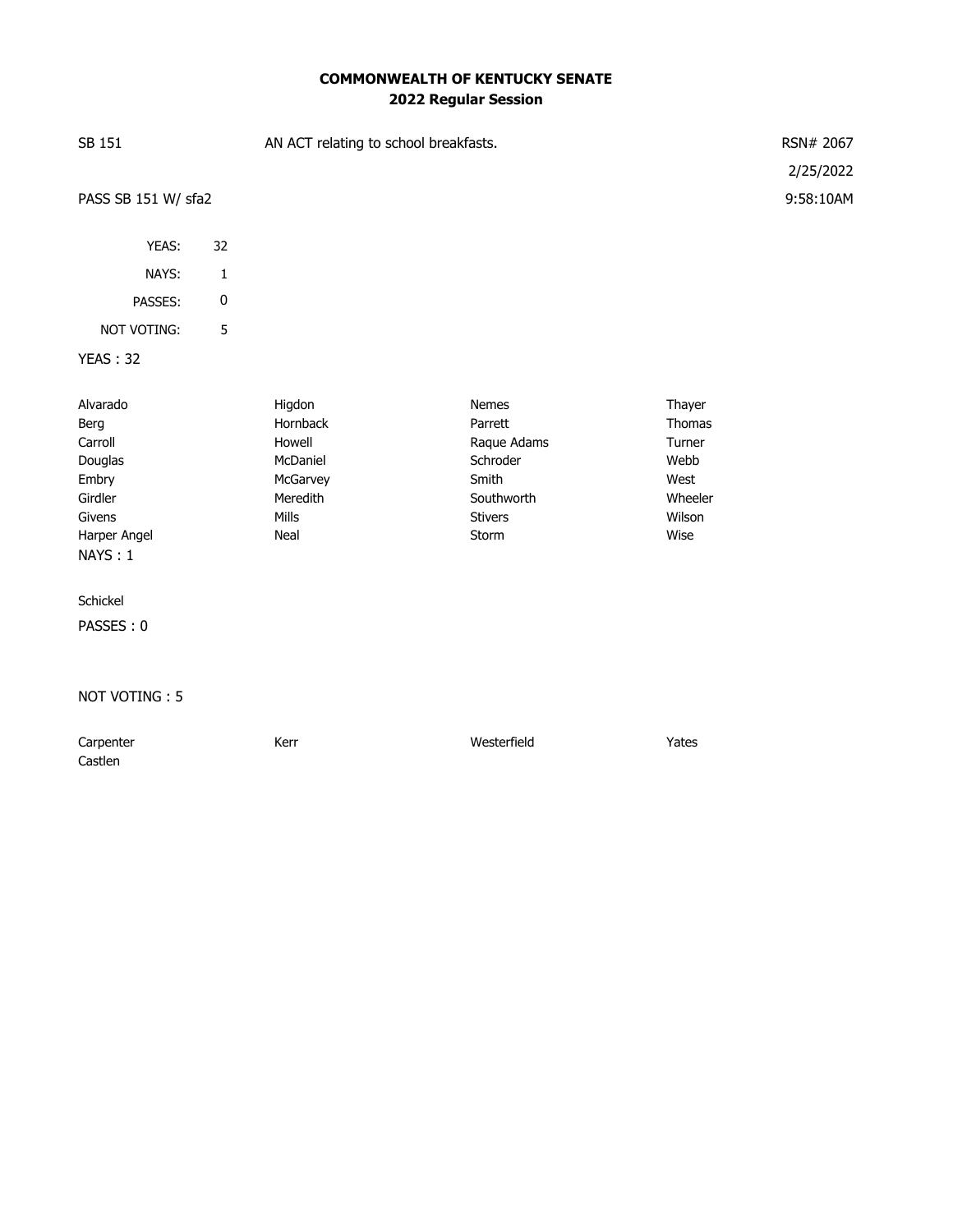# COMMONWEALTH OF KENTUCKY SENATE
## 2022 Regular Session

SB 151 | AN ACT relating to school breakfasts. | RSN# 2067

2/25/2022

PASS SB 151 W/ sfa2 | 9:58:10AM

| | |
|---|---|
| YEAS: | 32 |
| NAYS: | 1 |
| PASSES: | 0 |
| NOT VOTING: | 5 |

**YEAS : 32**

| | | | |
|---|---|---|---|
| Alvarado | Higdon | Nemes | Thayer |
| Berg | Hornback | Parrett | Thomas |
| Carroll | Howell | Raque Adams | Turner |
| Douglas | McDaniel | Schroder | Webb |
| Embry | McGarvey | Smith | West |
| Girdler | Meredith | Southworth | Wheeler |
| Givens | Mills | Stivers | Wilson |
| Harper Angel | Neal | Storm | Wise |

**NAYS : 1**

Schickel

**PASSES : 0**

**NOT VOTING : 5**

| | | | |
|---|---|---|---|
| Carpenter | Kerr | Westerfield | Yates |
| Castlen | | | |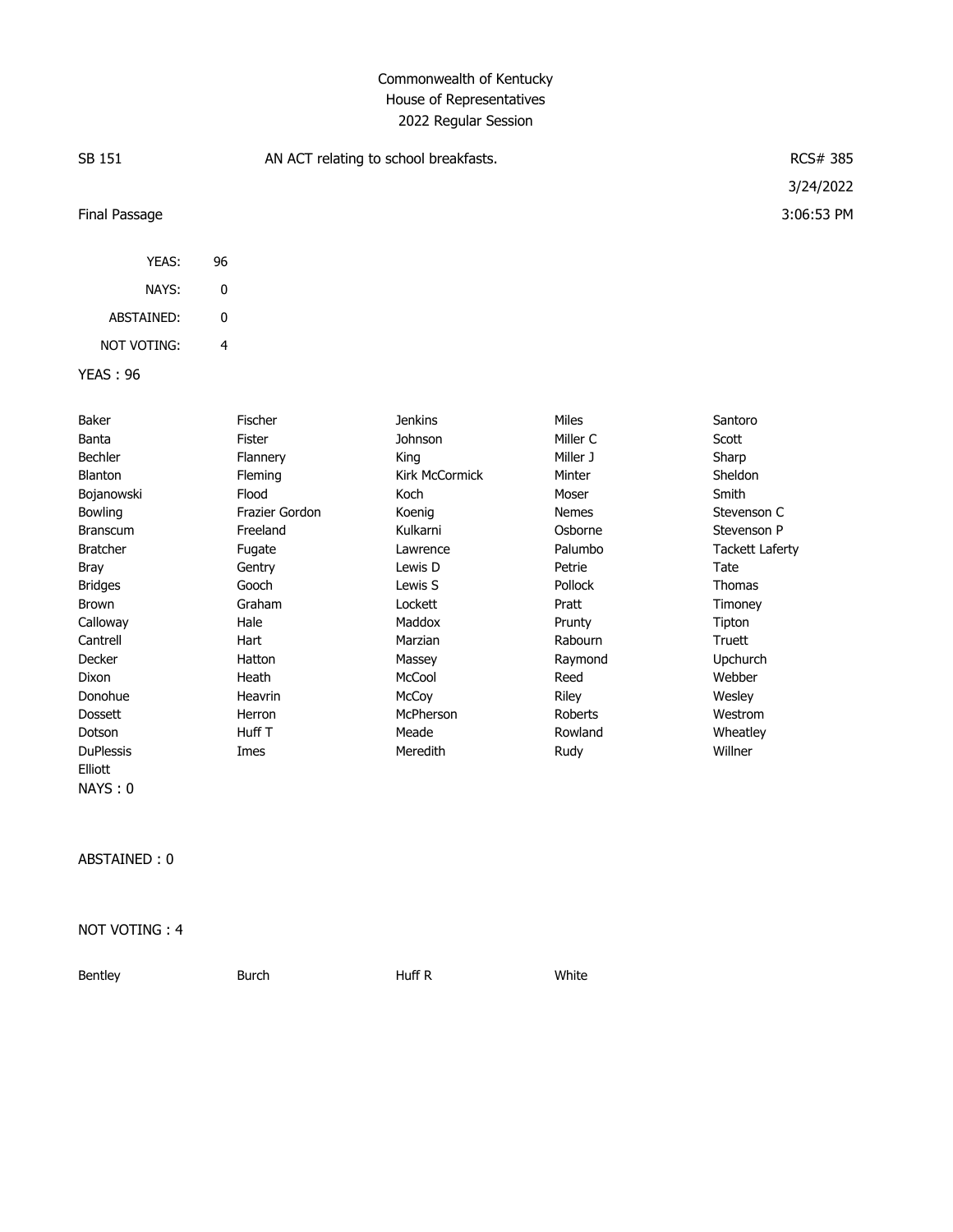Commonwealth of Kentucky
House of Representatives
2022 Regular Session

SB 151 &nbsp;&nbsp;&nbsp; AN ACT relating to school breakfasts. &nbsp;&nbsp;&nbsp; RCS# 385

3/24/2022

Final Passage &nbsp;&nbsp;&nbsp; 3:06:53 PM

| | |
|---|---|
| YEAS: | 96 |
| NAYS: | 0 |
| ABSTAINED: | 0 |
| NOT VOTING: | 4 |

YEAS : 96

| | | | | |
|---|---|---|---|---|
| Baker | Fischer | Jenkins | Miles | Santoro |
| Banta | Fister | Johnson | Miller C | Scott |
| Bechler | Flannery | King | Miller J | Sharp |
| Blanton | Fleming | Kirk McCormick | Minter | Sheldon |
| Bojanowski | Flood | Koch | Moser | Smith |
| Bowling | Frazier Gordon | Koenig | Nemes | Stevenson C |
| Branscum | Freeland | Kulkarni | Osborne | Stevenson P |
| Bratcher | Fugate | Lawrence | Palumbo | Tackett Laferty |
| Bray | Gentry | Lewis D | Petrie | Tate |
| Bridges | Gooch | Lewis S | Pollock | Thomas |
| Brown | Graham | Lockett | Pratt | Timoney |
| Calloway | Hale | Maddox | Prunty | Tipton |
| Cantrell | Hart | Marzian | Rabourn | Truett |
| Decker | Hatton | Massey | Raymond | Upchurch |
| Dixon | Heath | McCool | Reed | Webber |
| Donohue | Heavrin | McCoy | Riley | Wesley |
| Dossett | Herron | McPherson | Roberts | Westrom |
| Dotson | Huff T | Meade | Rowland | Wheatley |
| DuPlessis | Imes | Meredith | Rudy | Willner |
| Elliott | | | | |

NAYS : 0

ABSTAINED : 0

NOT VOTING : 4

| | | | |
|---|---|---|---|
| Bentley | Burch | Huff R | White |